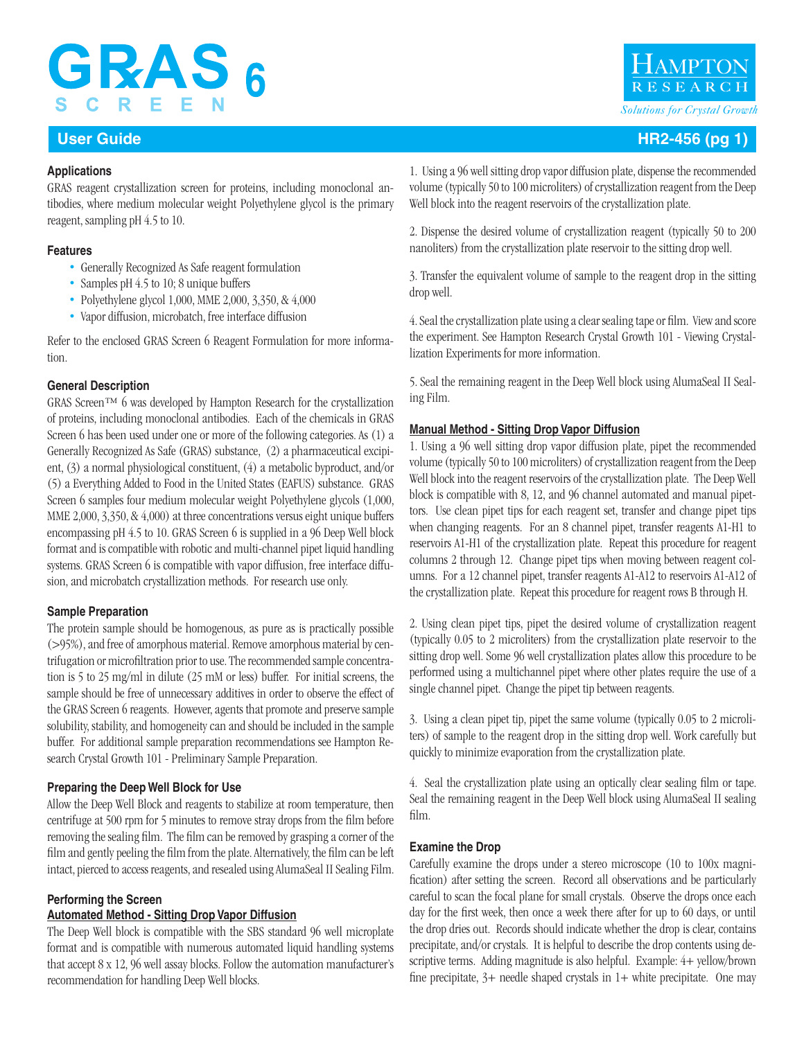# GRAS SCREEN 6

Hampton Research

*Solutions for Crystal Growth*

## User Guide

HR2-456 (pg 1)

### Applications

GRAS reagent crystallization screen for proteins, including monoclonal antibodies, where medium molecular weight Polyethylene glycol is the primary reagent, sampling pH 4.5 to 10.

### Features

- Generally Recognized As Safe reagent formulation
- Samples pH 4.5 to 10; 8 unique buffers
- Polyethylene glycol 1,000, MME 2,000, 3,350, & 4,000
- Vapor diffusion, microbatch, free interface diffusion

Refer to the enclosed GRAS Screen 6 Reagent Formulation for more information.

### General Description

GRAS Screen™ 6 was developed by Hampton Research for the crystallization of proteins, including monoclonal antibodies. Each of the chemicals in GRAS Screen 6 has been used under one or more of the following categories. As (1) a Generally Recognized As Safe (GRAS) substance, (2) a pharmaceutical excipient, (3) a normal physiological constituent, (4) a metabolic byproduct, and/or (5) a Everything Added to Food in the United States (EAFUS) substance. GRAS Screen 6 samples four medium molecular weight Polyethylene glycols (1,000, MME 2,000, 3,350, & 4,000) at three concentrations versus eight unique buffers encompassing pH 4.5 to 10. GRAS Screen 6 is supplied in a 96 Deep Well block format and is compatible with robotic and multi-channel pipet liquid handling systems. GRAS Screen 6 is compatible with vapor diffusion, free interface diffusion, and microbatch crystallization methods. For research use only.

### Sample Preparation

The protein sample should be homogenous, as pure as is practically possible (>95%), and free of amorphous material. Remove amorphous material by centrifugation or microfiltration prior to use. The recommended sample concentration is 5 to 25 mg/ml in dilute (25 mM or less) buffer. For initial screens, the sample should be free of unnecessary additives in order to observe the effect of the GRAS Screen 6 reagents. However, agents that promote and preserve sample solubility, stability, and homogeneity can and should be included in the sample buffer. For additional sample preparation recommendations see Hampton Research Crystal Growth 101 - Preliminary Sample Preparation.

### Preparing the Deep Well Block for Use

Allow the Deep Well Block and reagents to stabilize at room temperature, then centrifuge at 500 rpm for 5 minutes to remove stray drops from the film before removing the sealing film. The film can be removed by grasping a corner of the film and gently peeling the film from the plate. Alternatively, the film can be left intact, pierced to access reagents, and resealed using AlumaSeal II Sealing Film.

### Performing the Screen

#### Automated Method - Sitting Drop Vapor Diffusion

The Deep Well block is compatible with the SBS standard 96 well microplate format and is compatible with numerous automated liquid handling systems that accept 8 x 12, 96 well assay blocks. Follow the automation manufacturer's recommendation for handling Deep Well blocks.

1. Using a 96 well sitting drop vapor diffusion plate, dispense the recommended volume (typically 50 to 100 microliters) of crystallization reagent from the Deep Well block into the reagent reservoirs of the crystallization plate.

2. Dispense the desired volume of crystallization reagent (typically 50 to 200 nanoliters) from the crystallization plate reservoir to the sitting drop well.

3. Transfer the equivalent volume of sample to the reagent drop in the sitting drop well.

4. Seal the crystallization plate using a clear sealing tape or film. View and score the experiment. See Hampton Research Crystal Growth 101 - Viewing Crystallization Experiments for more information.

5. Seal the remaining reagent in the Deep Well block using AlumaSeal II Sealing Film.

#### Manual Method - Sitting Drop Vapor Diffusion

1. Using a 96 well sitting drop vapor diffusion plate, pipet the recommended volume (typically 50 to 100 microliters) of crystallization reagent from the Deep Well block into the reagent reservoirs of the crystallization plate. The Deep Well block is compatible with 8, 12, and 96 channel automated and manual pipettors. Use clean pipet tips for each reagent set, transfer and change pipet tips when changing reagents. For an 8 channel pipet, transfer reagents A1-H1 to reservoirs A1-H1 of the crystallization plate. Repeat this procedure for reagent columns 2 through 12. Change pipet tips when moving between reagent columns. For a 12 channel pipet, transfer reagents A1-A12 to reservoirs A1-A12 of the crystallization plate. Repeat this procedure for reagent rows B through H.

2. Using clean pipet tips, pipet the desired volume of crystallization reagent (typically 0.05 to 2 microliters) from the crystallization plate reservoir to the sitting drop well. Some 96 well crystallization plates allow this procedure to be performed using a multichannel pipet where other plates require the use of a single channel pipet. Change the pipet tip between reagents.

3. Using a clean pipet tip, pipet the same volume (typically 0.05 to 2 microliters) of sample to the reagent drop in the sitting drop well. Work carefully but quickly to minimize evaporation from the crystallization plate.

4. Seal the crystallization plate using an optically clear sealing film or tape. Seal the remaining reagent in the Deep Well block using AlumaSeal II sealing film.

### Examine the Drop

Carefully examine the drops under a stereo microscope (10 to 100x magnification) after setting the screen. Record all observations and be particularly careful to scan the focal plane for small crystals. Observe the drops once each day for the first week, then once a week there after for up to 60 days, or until the drop dries out. Records should indicate whether the drop is clear, contains precipitate, and/or crystals. It is helpful to describe the drop contents using descriptive terms. Adding magnitude is also helpful. Example: 4+ yellow/brown fine precipitate, 3+ needle shaped crystals in 1+ white precipitate. One may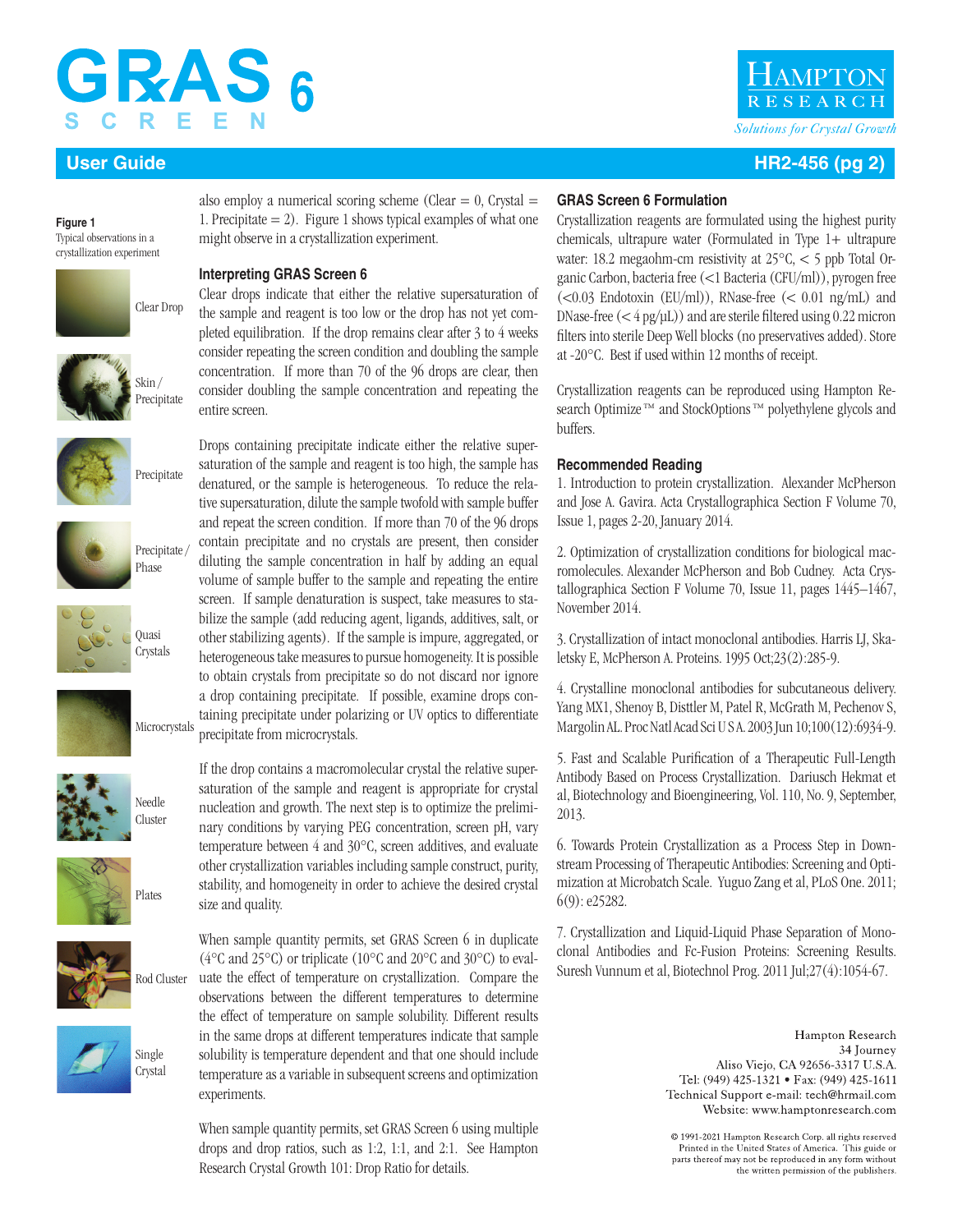also employ a numerical scoring scheme (Clear = 0, Crystal = 1. Precipitate = 2). Figure 1 shows typical examples of what one might observe in a crystallization experiment.

**Figure 1**
Typical observations in a crystallization experiment

Clear Drop

Skin / Precipitate

Precipitate

Precipitate / Phase

Quasi Crystals

Microcrystals

Needle Cluster

Plates

Rod Cluster

Single Crystal

### Interpreting GRAS Screen 6

Clear drops indicate that either the relative supersaturation of the sample and reagent is too low or the drop has not yet completed equilibration. If the drop remains clear after 3 to 4 weeks consider repeating the screen condition and doubling the sample concentration. If more than 70 of the 96 drops are clear, then consider doubling the sample concentration and repeating the entire screen.

Drops containing precipitate indicate either the relative supersaturation of the sample and reagent is too high, the sample has denatured, or the sample is heterogeneous. To reduce the relative supersaturation, dilute the sample twofold with sample buffer and repeat the screen condition. If more than 70 of the 96 drops contain precipitate and no crystals are present, then consider diluting the sample concentration in half by adding an equal volume of sample buffer to the sample and repeating the entire screen. If sample denaturation is suspect, take measures to stabilize the sample (add reducing agent, ligands, additives, salt, or other stabilizing agents). If the sample is impure, aggregated, or heterogeneous take measures to pursue homogeneity. It is possible to obtain crystals from precipitate so do not discard nor ignore a drop containing precipitate. If possible, examine drops containing precipitate under polarizing or UV optics to differentiate precipitate from microcrystals.

If the drop contains a macromolecular crystal the relative supersaturation of the sample and reagent is appropriate for crystal nucleation and growth. The next step is to optimize the preliminary conditions by varying PEG concentration, screen pH, vary temperature between 4 and 30°C, screen additives, and evaluate other crystallization variables including sample construct, purity, stability, and homogeneity in order to achieve the desired crystal size and quality.

When sample quantity permits, set GRAS Screen 6 in duplicate (4°C and 25°C) or triplicate (10°C and 20°C and 30°C) to evaluate the effect of temperature on crystallization. Compare the observations between the different temperatures to determine the effect of temperature on sample solubility. Different results in the same drops at different temperatures indicate that sample solubility is temperature dependent and that one should include temperature as a variable in subsequent screens and optimization experiments.

When sample quantity permits, set GRAS Screen 6 using multiple drops and drop ratios, such as 1:2, 1:1, and 2:1. See Hampton Research Crystal Growth 101: Drop Ratio for details.

### GRAS Screen 6 Formulation

Crystallization reagents are formulated using the highest purity chemicals, ultrapure water (Formulated in Type 1+ ultrapure water: 18.2 megaohm-cm resistivity at 25°C, < 5 ppb Total Organic Carbon, bacteria free (<1 Bacteria (CFU/ml)), pyrogen free (<0.03 Endotoxin (EU/ml)), RNase-free (< 0.01 ng/mL) and DNase-free (< 4 pg/μL)) and are sterile filtered using 0.22 micron filters into sterile Deep Well blocks (no preservatives added). Store at -20°C. Best if used within 12 months of receipt.

Crystallization reagents can be reproduced using Hampton Research Optimize™ and StockOptions™ polyethylene glycols and buffers.

### Recommended Reading

1. Introduction to protein crystallization. Alexander McPherson and Jose A. Gavira. Acta Crystallographica Section F Volume 70, Issue 1, pages 2-20, January 2014.

2. Optimization of crystallization conditions for biological macromolecules. Alexander McPherson and Bob Cudney. Acta Crystallographica Section F Volume 70, Issue 11, pages 1445–1467, November 2014.

3. Crystallization of intact monoclonal antibodies. Harris LJ, Skaletsky E, McPherson A. Proteins. 1995 Oct;23(2):285-9.

4. Crystalline monoclonal antibodies for subcutaneous delivery. Yang MX1, Shenoy B, Disttler M, Patel R, McGrath M, Pechenov S, Margolin AL. Proc Natl Acad Sci U S A. 2003 Jun 10;100(12):6934-9.

5. Fast and Scalable Purification of a Therapeutic Full-Length Antibody Based on Process Crystallization. Dariusch Hekmat et al, Biotechnology and Bioengineering, Vol. 110, No. 9, September, 2013.

6. Towards Protein Crystallization as a Process Step in Downstream Processing of Therapeutic Antibodies: Screening and Optimization at Microbatch Scale. Yuguo Zang et al, PLoS One. 2011; 6(9): e25282.

7. Crystallization and Liquid-Liquid Phase Separation of Monoclonal Antibodies and Fc-Fusion Proteins: Screening Results. Suresh Vunnum et al, Biotechnol Prog. 2011 Jul;27(4):1054-67.

Hampton Research
34 Journey
Aliso Viejo, CA 92656-3317 U.S.A.
Tel: (949) 425-1321 • Fax: (949) 425-1611
Technical Support e-mail: tech@hrmail.com
Website: www.hamptonresearch.com

© 1991-2021 Hampton Research Corp. all rights reserved
Printed in the United States of America. This guide or parts thereof may not be reproduced in any form without the written permission of the publishers.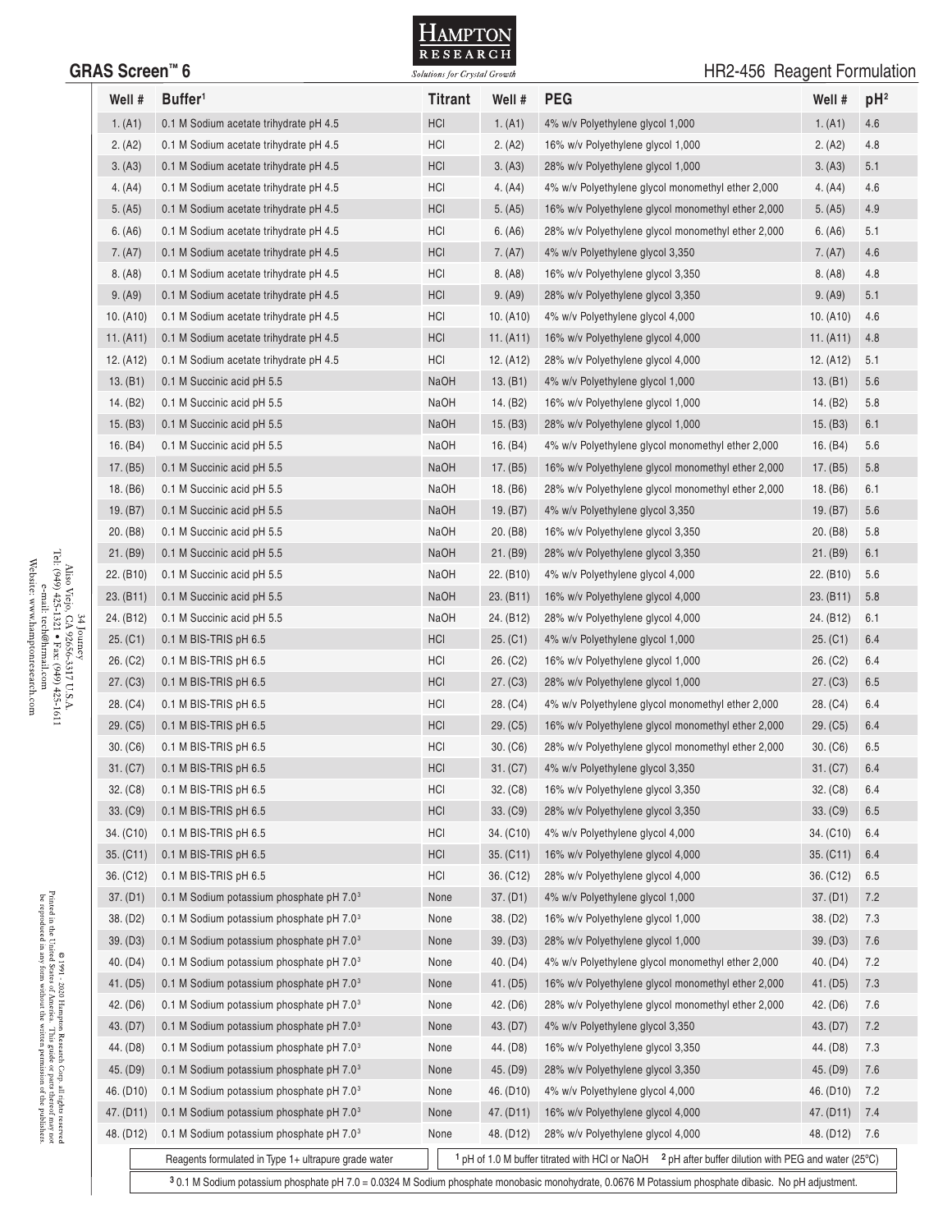# GRAS Screen™ 6

## HR2-456 Reagent Formulation

| Well # | Buffer[1] | Titrant | Well # | PEG | Well # | pH[2] |
|---|---|---|---|---|---|---|
| 1. (A1) | 0.1 M Sodium acetate trihydrate pH 4.5 | HCl | 1. (A1) | 4% w/v Polyethylene glycol 1,000 | 1. (A1) | 4.6 |
| 2. (A2) | 0.1 M Sodium acetate trihydrate pH 4.5 | HCl | 2. (A2) | 16% w/v Polyethylene glycol 1,000 | 2. (A2) | 4.8 |
| 3. (A3) | 0.1 M Sodium acetate trihydrate pH 4.5 | HCl | 3. (A3) | 28% w/v Polyethylene glycol 1,000 | 3. (A3) | 5.1 |
| 4. (A4) | 0.1 M Sodium acetate trihydrate pH 4.5 | HCl | 4. (A4) | 4% w/v Polyethylene glycol monomethyl ether 2,000 | 4. (A4) | 4.6 |
| 5. (A5) | 0.1 M Sodium acetate trihydrate pH 4.5 | HCl | 5. (A5) | 16% w/v Polyethylene glycol monomethyl ether 2,000 | 5. (A5) | 4.9 |
| 6. (A6) | 0.1 M Sodium acetate trihydrate pH 4.5 | HCl | 6. (A6) | 28% w/v Polyethylene glycol monomethyl ether 2,000 | 6. (A6) | 5.1 |
| 7. (A7) | 0.1 M Sodium acetate trihydrate pH 4.5 | HCl | 7. (A7) | 4% w/v Polyethylene glycol 3,350 | 7. (A7) | 4.6 |
| 8. (A8) | 0.1 M Sodium acetate trihydrate pH 4.5 | HCl | 8. (A8) | 16% w/v Polyethylene glycol 3,350 | 8. (A8) | 4.8 |
| 9. (A9) | 0.1 M Sodium acetate trihydrate pH 4.5 | HCl | 9. (A9) | 28% w/v Polyethylene glycol 3,350 | 9. (A9) | 5.1 |
| 10. (A10) | 0.1 M Sodium acetate trihydrate pH 4.5 | HCl | 10. (A10) | 4% w/v Polyethylene glycol 4,000 | 10. (A10) | 4.6 |
| 11. (A11) | 0.1 M Sodium acetate trihydrate pH 4.5 | HCl | 11. (A11) | 16% w/v Polyethylene glycol 4,000 | 11. (A11) | 4.8 |
| 12. (A12) | 0.1 M Sodium acetate trihydrate pH 4.5 | HCl | 12. (A12) | 28% w/v Polyethylene glycol 4,000 | 12. (A12) | 5.1 |
| 13. (B1) | 0.1 M Succinic acid pH 5.5 | NaOH | 13. (B1) | 4% w/v Polyethylene glycol 1,000 | 13. (B1) | 5.6 |
| 14. (B2) | 0.1 M Succinic acid pH 5.5 | NaOH | 14. (B2) | 16% w/v Polyethylene glycol 1,000 | 14. (B2) | 5.8 |
| 15. (B3) | 0.1 M Succinic acid pH 5.5 | NaOH | 15. (B3) | 28% w/v Polyethylene glycol 1,000 | 15. (B3) | 6.1 |
| 16. (B4) | 0.1 M Succinic acid pH 5.5 | NaOH | 16. (B4) | 4% w/v Polyethylene glycol monomethyl ether 2,000 | 16. (B4) | 5.6 |
| 17. (B5) | 0.1 M Succinic acid pH 5.5 | NaOH | 17. (B5) | 16% w/v Polyethylene glycol monomethyl ether 2,000 | 17. (B5) | 5.8 |
| 18. (B6) | 0.1 M Succinic acid pH 5.5 | NaOH | 18. (B6) | 28% w/v Polyethylene glycol monomethyl ether 2,000 | 18. (B6) | 6.1 |
| 19. (B7) | 0.1 M Succinic acid pH 5.5 | NaOH | 19. (B7) | 4% w/v Polyethylene glycol 3,350 | 19. (B7) | 5.6 |
| 20. (B8) | 0.1 M Succinic acid pH 5.5 | NaOH | 20. (B8) | 16% w/v Polyethylene glycol 3,350 | 20. (B8) | 5.8 |
| 21. (B9) | 0.1 M Succinic acid pH 5.5 | NaOH | 21. (B9) | 28% w/v Polyethylene glycol 3,350 | 21. (B9) | 6.1 |
| 22. (B10) | 0.1 M Succinic acid pH 5.5 | NaOH | 22. (B10) | 4% w/v Polyethylene glycol 4,000 | 22. (B10) | 5.6 |
| 23. (B11) | 0.1 M Succinic acid pH 5.5 | NaOH | 23. (B11) | 16% w/v Polyethylene glycol 4,000 | 23. (B11) | 5.8 |
| 24. (B12) | 0.1 M Succinic acid pH 5.5 | NaOH | 24. (B12) | 28% w/v Polyethylene glycol 4,000 | 24. (B12) | 6.1 |
| 25. (C1) | 0.1 M BIS-TRIS pH 6.5 | HCl | 25. (C1) | 4% w/v Polyethylene glycol 1,000 | 25. (C1) | 6.4 |
| 26. (C2) | 0.1 M BIS-TRIS pH 6.5 | HCl | 26. (C2) | 16% w/v Polyethylene glycol 1,000 | 26. (C2) | 6.4 |
| 27. (C3) | 0.1 M BIS-TRIS pH 6.5 | HCl | 27. (C3) | 28% w/v Polyethylene glycol 1,000 | 27. (C3) | 6.5 |
| 28. (C4) | 0.1 M BIS-TRIS pH 6.5 | HCl | 28. (C4) | 4% w/v Polyethylene glycol monomethyl ether 2,000 | 28. (C4) | 6.4 |
| 29. (C5) | 0.1 M BIS-TRIS pH 6.5 | HCl | 29. (C5) | 16% w/v Polyethylene glycol monomethyl ether 2,000 | 29. (C5) | 6.4 |
| 30. (C6) | 0.1 M BIS-TRIS pH 6.5 | HCl | 30. (C6) | 28% w/v Polyethylene glycol monomethyl ether 2,000 | 30. (C6) | 6.5 |
| 31. (C7) | 0.1 M BIS-TRIS pH 6.5 | HCl | 31. (C7) | 4% w/v Polyethylene glycol 3,350 | 31. (C7) | 6.4 |
| 32. (C8) | 0.1 M BIS-TRIS pH 6.5 | HCl | 32. (C8) | 16% w/v Polyethylene glycol 3,350 | 32. (C8) | 6.4 |
| 33. (C9) | 0.1 M BIS-TRIS pH 6.5 | HCl | 33. (C9) | 28% w/v Polyethylene glycol 3,350 | 33. (C9) | 6.5 |
| 34. (C10) | 0.1 M BIS-TRIS pH 6.5 | HCl | 34. (C10) | 4% w/v Polyethylene glycol 4,000 | 34. (C10) | 6.4 |
| 35. (C11) | 0.1 M BIS-TRIS pH 6.5 | HCl | 35. (C11) | 16% w/v Polyethylene glycol 4,000 | 35. (C11) | 6.4 |
| 36. (C12) | 0.1 M BIS-TRIS pH 6.5 | HCl | 36. (C12) | 28% w/v Polyethylene glycol 4,000 | 36. (C12) | 6.5 |
| 37. (D1) | 0.1 M Sodium potassium phosphate pH 7.0[3] | None | 37. (D1) | 4% w/v Polyethylene glycol 1,000 | 37. (D1) | 7.2 |
| 38. (D2) | 0.1 M Sodium potassium phosphate pH 7.0[3] | None | 38. (D2) | 16% w/v Polyethylene glycol 1,000 | 38. (D2) | 7.3 |
| 39. (D3) | 0.1 M Sodium potassium phosphate pH 7.0[3] | None | 39. (D3) | 28% w/v Polyethylene glycol 1,000 | 39. (D3) | 7.6 |
| 40. (D4) | 0.1 M Sodium potassium phosphate pH 7.0[3] | None | 40. (D4) | 4% w/v Polyethylene glycol monomethyl ether 2,000 | 40. (D4) | 7.2 |
| 41. (D5) | 0.1 M Sodium potassium phosphate pH 7.0[3] | None | 41. (D5) | 16% w/v Polyethylene glycol monomethyl ether 2,000 | 41. (D5) | 7.3 |
| 42. (D6) | 0.1 M Sodium potassium phosphate pH 7.0[3] | None | 42. (D6) | 28% w/v Polyethylene glycol monomethyl ether 2,000 | 42. (D6) | 7.6 |
| 43. (D7) | 0.1 M Sodium potassium phosphate pH 7.0[3] | None | 43. (D7) | 4% w/v Polyethylene glycol 3,350 | 43. (D7) | 7.2 |
| 44. (D8) | 0.1 M Sodium potassium phosphate pH 7.0[3] | None | 44. (D8) | 16% w/v Polyethylene glycol 3,350 | 44. (D8) | 7.3 |
| 45. (D9) | 0.1 M Sodium potassium phosphate pH 7.0[3] | None | 45. (D9) | 28% w/v Polyethylene glycol 3,350 | 45. (D9) | 7.6 |
| 46. (D10) | 0.1 M Sodium potassium phosphate pH 7.0[3] | None | 46. (D10) | 4% w/v Polyethylene glycol 4,000 | 46. (D10) | 7.2 |
| 47. (D11) | 0.1 M Sodium potassium phosphate pH 7.0[3] | None | 47. (D11) | 16% w/v Polyethylene glycol 4,000 | 47. (D11) | 7.4 |
| 48. (D12) | 0.1 M Sodium potassium phosphate pH 7.0[3] | None | 48. (D12) | 28% w/v Polyethylene glycol 4,000 | 48. (D12) | 7.6 |

Reagents formulated in Type 1+ ultrapure grade water

[1] pH of 1.0 M buffer titrated with HCl or NaOH [2] pH after buffer dilution with PEG and water (25°C)

[3] 0.1 M Sodium potassium phosphate pH 7.0 = 0.0324 M Sodium phosphate monobasic monohydrate, 0.0676 M Potassium phosphate dibasic. No pH adjustment.

34 Journey
Aliso Viejo, CA 92656-3317 U.S.A.
Tel: (949) 425-1321 • Fax: (949) 425-1611
e-mail: tech@hrmail.com
Website: www.hamptonresearch.com

© 1991 - 2020 Hampton Research Corp. all rights reserved
Printed in the United States of America. This guide or parts thereof may not be reproduced in any form without the written permission of the publishers.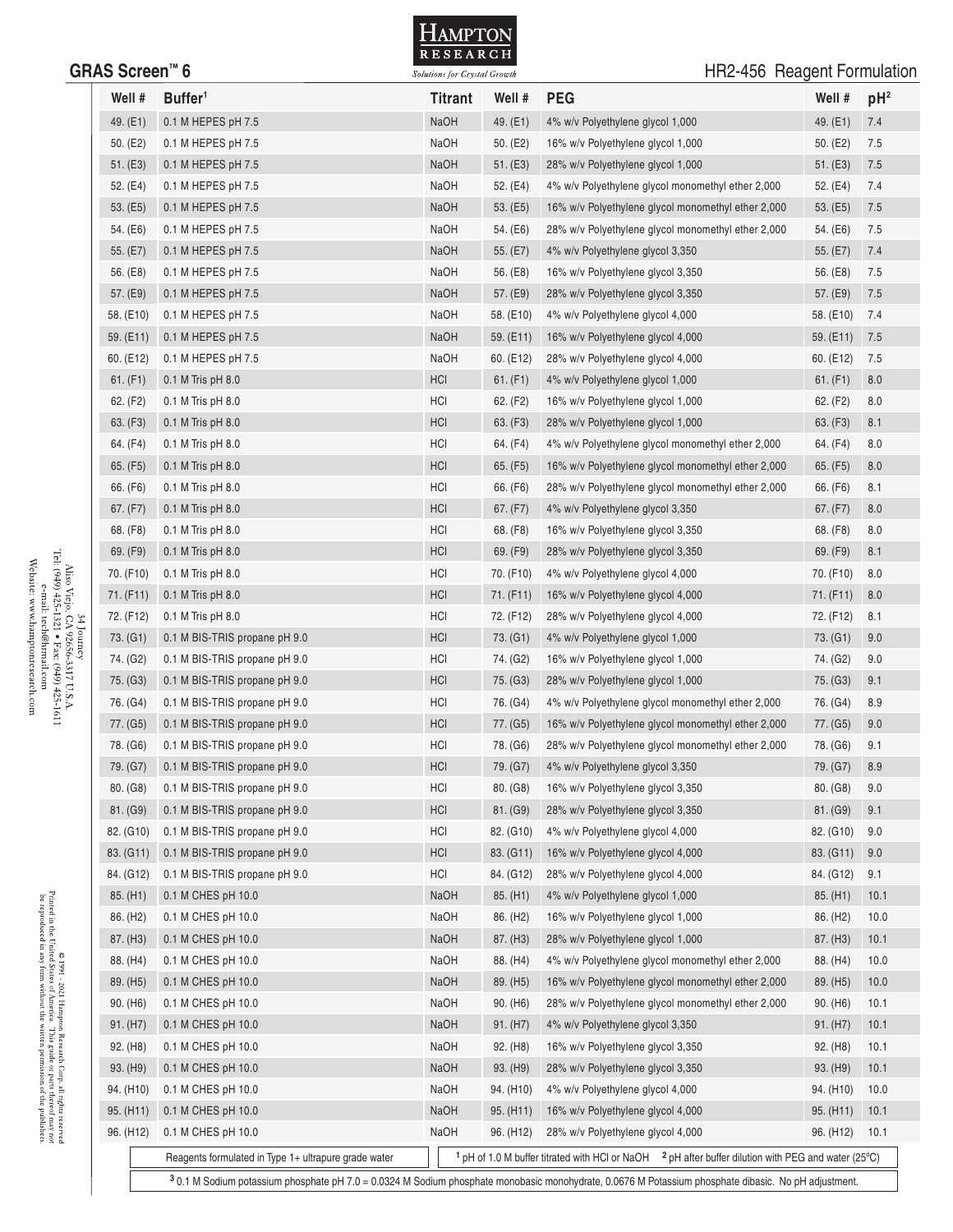## GRAS Screen™ 6

HR2-456 Reagent Formulation

| Well # | Buffer[1] | Titrant | Well # | PEG | Well # | pH[2] |
|---|---|---|---|---|---|---|
| 49. (E1) | 0.1 M HEPES pH 7.5 | NaOH | 49. (E1) | 4% w/v Polyethylene glycol 1,000 | 49. (E1) | 7.4 |
| 50. (E2) | 0.1 M HEPES pH 7.5 | NaOH | 50. (E2) | 16% w/v Polyethylene glycol 1,000 | 50. (E2) | 7.5 |
| 51. (E3) | 0.1 M HEPES pH 7.5 | NaOH | 51. (E3) | 28% w/v Polyethylene glycol 1,000 | 51. (E3) | 7.5 |
| 52. (E4) | 0.1 M HEPES pH 7.5 | NaOH | 52. (E4) | 4% w/v Polyethylene glycol monomethyl ether 2,000 | 52. (E4) | 7.4 |
| 53. (E5) | 0.1 M HEPES pH 7.5 | NaOH | 53. (E5) | 16% w/v Polyethylene glycol monomethyl ether 2,000 | 53. (E5) | 7.5 |
| 54. (E6) | 0.1 M HEPES pH 7.5 | NaOH | 54. (E6) | 28% w/v Polyethylene glycol monomethyl ether 2,000 | 54. (E6) | 7.5 |
| 55. (E7) | 0.1 M HEPES pH 7.5 | NaOH | 55. (E7) | 4% w/v Polyethylene glycol 3,350 | 55. (E7) | 7.4 |
| 56. (E8) | 0.1 M HEPES pH 7.5 | NaOH | 56. (E8) | 16% w/v Polyethylene glycol 3,350 | 56. (E8) | 7.5 |
| 57. (E9) | 0.1 M HEPES pH 7.5 | NaOH | 57. (E9) | 28% w/v Polyethylene glycol 3,350 | 57. (E9) | 7.5 |
| 58. (E10) | 0.1 M HEPES pH 7.5 | NaOH | 58. (E10) | 4% w/v Polyethylene glycol 4,000 | 58. (E10) | 7.4 |
| 59. (E11) | 0.1 M HEPES pH 7.5 | NaOH | 59. (E11) | 16% w/v Polyethylene glycol 4,000 | 59. (E11) | 7.5 |
| 60. (E12) | 0.1 M HEPES pH 7.5 | NaOH | 60. (E12) | 28% w/v Polyethylene glycol 4,000 | 60. (E12) | 7.5 |
| 61. (F1) | 0.1 M Tris pH 8.0 | HCl | 61. (F1) | 4% w/v Polyethylene glycol 1,000 | 61. (F1) | 8.0 |
| 62. (F2) | 0.1 M Tris pH 8.0 | HCl | 62. (F2) | 16% w/v Polyethylene glycol 1,000 | 62. (F2) | 8.0 |
| 63. (F3) | 0.1 M Tris pH 8.0 | HCl | 63. (F3) | 28% w/v Polyethylene glycol 1,000 | 63. (F3) | 8.1 |
| 64. (F4) | 0.1 M Tris pH 8.0 | HCl | 64. (F4) | 4% w/v Polyethylene glycol monomethyl ether 2,000 | 64. (F4) | 8.0 |
| 65. (F5) | 0.1 M Tris pH 8.0 | HCl | 65. (F5) | 16% w/v Polyethylene glycol monomethyl ether 2,000 | 65. (F5) | 8.0 |
| 66. (F6) | 0.1 M Tris pH 8.0 | HCl | 66. (F6) | 28% w/v Polyethylene glycol monomethyl ether 2,000 | 66. (F6) | 8.1 |
| 67. (F7) | 0.1 M Tris pH 8.0 | HCl | 67. (F7) | 4% w/v Polyethylene glycol 3,350 | 67. (F7) | 8.0 |
| 68. (F8) | 0.1 M Tris pH 8.0 | HCl | 68. (F8) | 16% w/v Polyethylene glycol 3,350 | 68. (F8) | 8.0 |
| 69. (F9) | 0.1 M Tris pH 8.0 | HCl | 69. (F9) | 28% w/v Polyethylene glycol 3,350 | 69. (F9) | 8.1 |
| 70. (F10) | 0.1 M Tris pH 8.0 | HCl | 70. (F10) | 4% w/v Polyethylene glycol 4,000 | 70. (F10) | 8.0 |
| 71. (F11) | 0.1 M Tris pH 8.0 | HCl | 71. (F11) | 16% w/v Polyethylene glycol 4,000 | 71. (F11) | 8.0 |
| 72. (F12) | 0.1 M Tris pH 8.0 | HCl | 72. (F12) | 28% w/v Polyethylene glycol 4,000 | 72. (F12) | 8.1 |
| 73. (G1) | 0.1 M BIS-TRIS propane pH 9.0 | HCl | 73. (G1) | 4% w/v Polyethylene glycol 1,000 | 73. (G1) | 9.0 |
| 74. (G2) | 0.1 M BIS-TRIS propane pH 9.0 | HCl | 74. (G2) | 16% w/v Polyethylene glycol 1,000 | 74. (G2) | 9.0 |
| 75. (G3) | 0.1 M BIS-TRIS propane pH 9.0 | HCl | 75. (G3) | 28% w/v Polyethylene glycol 1,000 | 75. (G3) | 9.1 |
| 76. (G4) | 0.1 M BIS-TRIS propane pH 9.0 | HCl | 76. (G4) | 4% w/v Polyethylene glycol monomethyl ether 2,000 | 76. (G4) | 8.9 |
| 77. (G5) | 0.1 M BIS-TRIS propane pH 9.0 | HCl | 77. (G5) | 16% w/v Polyethylene glycol monomethyl ether 2,000 | 77. (G5) | 9.0 |
| 78. (G6) | 0.1 M BIS-TRIS propane pH 9.0 | HCl | 78. (G6) | 28% w/v Polyethylene glycol monomethyl ether 2,000 | 78. (G6) | 9.1 |
| 79. (G7) | 0.1 M BIS-TRIS propane pH 9.0 | HCl | 79. (G7) | 4% w/v Polyethylene glycol 3,350 | 79. (G7) | 8.9 |
| 80. (G8) | 0.1 M BIS-TRIS propane pH 9.0 | HCl | 80. (G8) | 16% w/v Polyethylene glycol 3,350 | 80. (G8) | 9.0 |
| 81. (G9) | 0.1 M BIS-TRIS propane pH 9.0 | HCl | 81. (G9) | 28% w/v Polyethylene glycol 3,350 | 81. (G9) | 9.1 |
| 82. (G10) | 0.1 M BIS-TRIS propane pH 9.0 | HCl | 82. (G10) | 4% w/v Polyethylene glycol 4,000 | 82. (G10) | 9.0 |
| 83. (G11) | 0.1 M BIS-TRIS propane pH 9.0 | HCl | 83. (G11) | 16% w/v Polyethylene glycol 4,000 | 83. (G11) | 9.0 |
| 84. (G12) | 0.1 M BIS-TRIS propane pH 9.0 | HCl | 84. (G12) | 28% w/v Polyethylene glycol 4,000 | 84. (G12) | 9.1 |
| 85. (H1) | 0.1 M CHES pH 10.0 | NaOH | 85. (H1) | 4% w/v Polyethylene glycol 1,000 | 85. (H1) | 10.1 |
| 86. (H2) | 0.1 M CHES pH 10.0 | NaOH | 86. (H2) | 16% w/v Polyethylene glycol 1,000 | 86. (H2) | 10.0 |
| 87. (H3) | 0.1 M CHES pH 10.0 | NaOH | 87. (H3) | 28% w/v Polyethylene glycol 1,000 | 87. (H3) | 10.1 |
| 88. (H4) | 0.1 M CHES pH 10.0 | NaOH | 88. (H4) | 4% w/v Polyethylene glycol monomethyl ether 2,000 | 88. (H4) | 10.0 |
| 89. (H5) | 0.1 M CHES pH 10.0 | NaOH | 89. (H5) | 16% w/v Polyethylene glycol monomethyl ether 2,000 | 89. (H5) | 10.0 |
| 90. (H6) | 0.1 M CHES pH 10.0 | NaOH | 90. (H6) | 28% w/v Polyethylene glycol monomethyl ether 2,000 | 90. (H6) | 10.1 |
| 91. (H7) | 0.1 M CHES pH 10.0 | NaOH | 91. (H7) | 4% w/v Polyethylene glycol 3,350 | 91. (H7) | 10.1 |
| 92. (H8) | 0.1 M CHES pH 10.0 | NaOH | 92. (H8) | 16% w/v Polyethylene glycol 3,350 | 92. (H8) | 10.1 |
| 93. (H9) | 0.1 M CHES pH 10.0 | NaOH | 93. (H9) | 28% w/v Polyethylene glycol 3,350 | 93. (H9) | 10.1 |
| 94. (H10) | 0.1 M CHES pH 10.0 | NaOH | 94. (H10) | 4% w/v Polyethylene glycol 4,000 | 94. (H10) | 10.0 |
| 95. (H11) | 0.1 M CHES pH 10.0 | NaOH | 95. (H11) | 16% w/v Polyethylene glycol 4,000 | 95. (H11) | 10.1 |
| 96. (H12) | 0.1 M CHES pH 10.0 | NaOH | 96. (H12) | 28% w/v Polyethylene glycol 4,000 | 96. (H12) | 10.1 |

Reagents formulated in Type 1+ ultrapure grade water

[1] pH of 1.0 M buffer titrated with HCl or NaOH [2] pH after buffer dilution with PEG and water (25°C)

[3] 0.1 M Sodium potassium phosphate pH 7.0 = 0.0324 M Sodium phosphate monobasic monohydrate, 0.0676 M Potassium phosphate dibasic. No pH adjustment.

34 Journey
Aliso Viejo, CA 92656-3317 U.S.A.
Tel: (949) 425-1321 • Fax: (949) 425-1611
e-mail: tech@hrmail.com
Website: www.hamptonresearch.com

© 1991 - 2021 Hampton Research Corp. all rights reserved
Printed in the United States of America. This guide or parts thereof may not be reproduced in any form without the written permission of the publishers.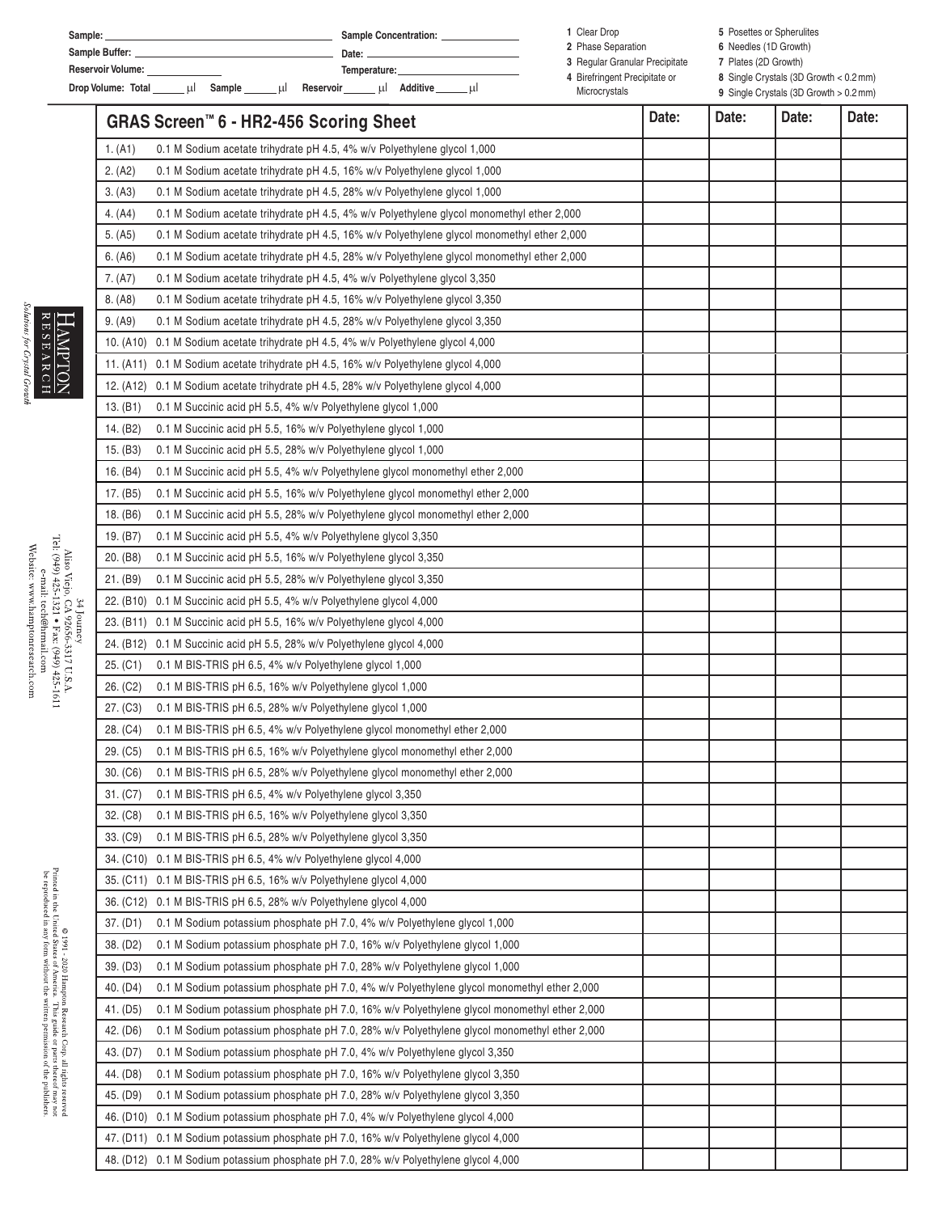Sample: ______________________________ Sample Concentration: ______________

Sample Buffer: ______________________________ Date: ______________________

Reservoir Volume: ______________ Temperature: ______________________

Drop Volume: Total ______ μl Sample ______ μl Reservoir ______ μl Additive ______ μl

1 Clear Drop
2 Phase Separation
3 Regular Granular Precipitate
4 Birefringent Precipitate or Microcrystals
5 Posettes or Spherulites
6 Needles (1D Growth)
7 Plates (2D Growth)
8 Single Crystals (3D Growth < 0.2 mm)
9 Single Crystals (3D Growth > 0.2 mm)

| GRAS Screen™ 6 - HR2-456 Scoring Sheet | Date: | Date: | Date: | Date: |
|---|---|---|---|---|
| 1. (A1) 0.1 M Sodium acetate trihydrate pH 4.5, 4% w/v Polyethylene glycol 1,000 | | | | |
| 2. (A2) 0.1 M Sodium acetate trihydrate pH 4.5, 16% w/v Polyethylene glycol 1,000 | | | | |
| 3. (A3) 0.1 M Sodium acetate trihydrate pH 4.5, 28% w/v Polyethylene glycol 1,000 | | | | |
| 4. (A4) 0.1 M Sodium acetate trihydrate pH 4.5, 4% w/v Polyethylene glycol monomethyl ether 2,000 | | | | |
| 5. (A5) 0.1 M Sodium acetate trihydrate pH 4.5, 16% w/v Polyethylene glycol monomethyl ether 2,000 | | | | |
| 6. (A6) 0.1 M Sodium acetate trihydrate pH 4.5, 28% w/v Polyethylene glycol monomethyl ether 2,000 | | | | |
| 7. (A7) 0.1 M Sodium acetate trihydrate pH 4.5, 4% w/v Polyethylene glycol 3,350 | | | | |
| 8. (A8) 0.1 M Sodium acetate trihydrate pH 4.5, 16% w/v Polyethylene glycol 3,350 | | | | |
| 9. (A9) 0.1 M Sodium acetate trihydrate pH 4.5, 28% w/v Polyethylene glycol 3,350 | | | | |
| 10. (A10) 0.1 M Sodium acetate trihydrate pH 4.5, 4% w/v Polyethylene glycol 4,000 | | | | |
| 11. (A11) 0.1 M Sodium acetate trihydrate pH 4.5, 16% w/v Polyethylene glycol 4,000 | | | | |
| 12. (A12) 0.1 M Sodium acetate trihydrate pH 4.5, 28% w/v Polyethylene glycol 4,000 | | | | |
| 13. (B1) 0.1 M Succinic acid pH 5.5, 4% w/v Polyethylene glycol 1,000 | | | | |
| 14. (B2) 0.1 M Succinic acid pH 5.5, 16% w/v Polyethylene glycol 1,000 | | | | |
| 15. (B3) 0.1 M Succinic acid pH 5.5, 28% w/v Polyethylene glycol 1,000 | | | | |
| 16. (B4) 0.1 M Succinic acid pH 5.5, 4% w/v Polyethylene glycol monomethyl ether 2,000 | | | | |
| 17. (B5) 0.1 M Succinic acid pH 5.5, 16% w/v Polyethylene glycol monomethyl ether 2,000 | | | | |
| 18. (B6) 0.1 M Succinic acid pH 5.5, 28% w/v Polyethylene glycol monomethyl ether 2,000 | | | | |
| 19. (B7) 0.1 M Succinic acid pH 5.5, 4% w/v Polyethylene glycol 3,350 | | | | |
| 20. (B8) 0.1 M Succinic acid pH 5.5, 16% w/v Polyethylene glycol 3,350 | | | | |
| 21. (B9) 0.1 M Succinic acid pH 5.5, 28% w/v Polyethylene glycol 3,350 | | | | |
| 22. (B10) 0.1 M Succinic acid pH 5.5, 4% w/v Polyethylene glycol 4,000 | | | | |
| 23. (B11) 0.1 M Succinic acid pH 5.5, 16% w/v Polyethylene glycol 4,000 | | | | |
| 24. (B12) 0.1 M Succinic acid pH 5.5, 28% w/v Polyethylene glycol 4,000 | | | | |
| 25. (C1) 0.1 M BIS-TRIS pH 6.5, 4% w/v Polyethylene glycol 1,000 | | | | |
| 26. (C2) 0.1 M BIS-TRIS pH 6.5, 16% w/v Polyethylene glycol 1,000 | | | | |
| 27. (C3) 0.1 M BIS-TRIS pH 6.5, 28% w/v Polyethylene glycol 1,000 | | | | |
| 28. (C4) 0.1 M BIS-TRIS pH 6.5, 4% w/v Polyethylene glycol monomethyl ether 2,000 | | | | |
| 29. (C5) 0.1 M BIS-TRIS pH 6.5, 16% w/v Polyethylene glycol monomethyl ether 2,000 | | | | |
| 30. (C6) 0.1 M BIS-TRIS pH 6.5, 28% w/v Polyethylene glycol monomethyl ether 2,000 | | | | |
| 31. (C7) 0.1 M BIS-TRIS pH 6.5, 4% w/v Polyethylene glycol 3,350 | | | | |
| 32. (C8) 0.1 M BIS-TRIS pH 6.5, 16% w/v Polyethylene glycol 3,350 | | | | |
| 33. (C9) 0.1 M BIS-TRIS pH 6.5, 28% w/v Polyethylene glycol 3,350 | | | | |
| 34. (C10) 0.1 M BIS-TRIS pH 6.5, 4% w/v Polyethylene glycol 4,000 | | | | |
| 35. (C11) 0.1 M BIS-TRIS pH 6.5, 16% w/v Polyethylene glycol 4,000 | | | | |
| 36. (C12) 0.1 M BIS-TRIS pH 6.5, 28% w/v Polyethylene glycol 4,000 | | | | |
| 37. (D1) 0.1 M Sodium potassium phosphate pH 7.0, 4% w/v Polyethylene glycol 1,000 | | | | |
| 38. (D2) 0.1 M Sodium potassium phosphate pH 7.0, 16% w/v Polyethylene glycol 1,000 | | | | |
| 39. (D3) 0.1 M Sodium potassium phosphate pH 7.0, 28% w/v Polyethylene glycol 1,000 | | | | |
| 40. (D4) 0.1 M Sodium potassium phosphate pH 7.0, 4% w/v Polyethylene glycol monomethyl ether 2,000 | | | | |
| 41. (D5) 0.1 M Sodium potassium phosphate pH 7.0, 16% w/v Polyethylene glycol monomethyl ether 2,000 | | | | |
| 42. (D6) 0.1 M Sodium potassium phosphate pH 7.0, 28% w/v Polyethylene glycol monomethyl ether 2,000 | | | | |
| 43. (D7) 0.1 M Sodium potassium phosphate pH 7.0, 4% w/v Polyethylene glycol 3,350 | | | | |
| 44. (D8) 0.1 M Sodium potassium phosphate pH 7.0, 16% w/v Polyethylene glycol 3,350 | | | | |
| 45. (D9) 0.1 M Sodium potassium phosphate pH 7.0, 28% w/v Polyethylene glycol 3,350 | | | | |
| 46. (D10) 0.1 M Sodium potassium phosphate pH 7.0, 4% w/v Polyethylene glycol 4,000 | | | | |
| 47. (D11) 0.1 M Sodium potassium phosphate pH 7.0, 16% w/v Polyethylene glycol 4,000 | | | | |
| 48. (D12) 0.1 M Sodium potassium phosphate pH 7.0, 28% w/v Polyethylene glycol 4,000 | | | | |

HAMPTON RESEARCH
*Solutions for Crystal Growth*

34 Journey
Aliso Viejo, CA 92656-3317 U.S.A.
Tel: (949) 425-1321 • Fax: (949) 425-1611
e-mail: tech@hrmail.com
Website: www.hamptonresearch.com

© 1991 - 2020 Hampton Research Corp. all rights reserved
Printed in the United States of America. This guide or parts thereof may not be reproduced in any form without the written permission of the publishers.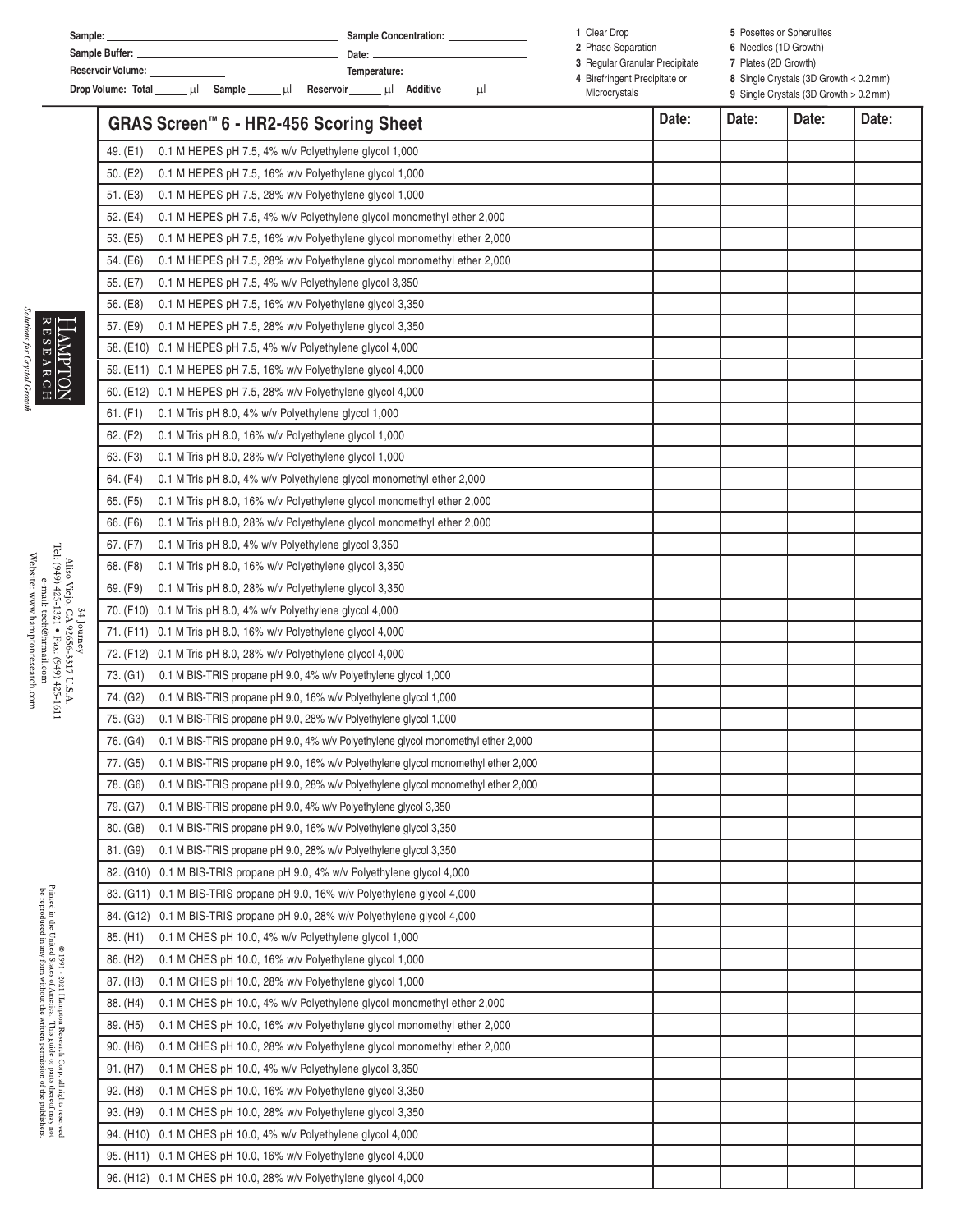Sample: ______________________ Sample Concentration: ______________

Sample Buffer: ______________________ Date: ______________

Reservoir Volume: ______________ Temperature: ______________

Drop Volume: Total ______ μl Sample ______ μl Reservoir ______ μl Additive ______ μl

1 Clear Drop
2 Phase Separation
3 Regular Granular Precipitate
4 Birefringent Precipitate or Microcrystals
5 Posettes or Spherulites
6 Needles (1D Growth)
7 Plates (2D Growth)
8 Single Crystals (3D Growth < 0.2 mm)
9 Single Crystals (3D Growth > 0.2 mm)

| GRAS Screen™ 6 - HR2-456 Scoring Sheet | Date: | Date: | Date: | Date: |
|---|---|---|---|---|
| 49. (E1) 0.1 M HEPES pH 7.5, 4% w/v Polyethylene glycol 1,000 | | | | |
| 50. (E2) 0.1 M HEPES pH 7.5, 16% w/v Polyethylene glycol 1,000 | | | | |
| 51. (E3) 0.1 M HEPES pH 7.5, 28% w/v Polyethylene glycol 1,000 | | | | |
| 52. (E4) 0.1 M HEPES pH 7.5, 4% w/v Polyethylene glycol monomethyl ether 2,000 | | | | |
| 53. (E5) 0.1 M HEPES pH 7.5, 16% w/v Polyethylene glycol monomethyl ether 2,000 | | | | |
| 54. (E6) 0.1 M HEPES pH 7.5, 28% w/v Polyethylene glycol monomethyl ether 2,000 | | | | |
| 55. (E7) 0.1 M HEPES pH 7.5, 4% w/v Polyethylene glycol 3,350 | | | | |
| 56. (E8) 0.1 M HEPES pH 7.5, 16% w/v Polyethylene glycol 3,350 | | | | |
| 57. (E9) 0.1 M HEPES pH 7.5, 28% w/v Polyethylene glycol 3,350 | | | | |
| 58. (E10) 0.1 M HEPES pH 7.5, 4% w/v Polyethylene glycol 4,000 | | | | |
| 59. (E11) 0.1 M HEPES pH 7.5, 16% w/v Polyethylene glycol 4,000 | | | | |
| 60. (E12) 0.1 M HEPES pH 7.5, 28% w/v Polyethylene glycol 4,000 | | | | |
| 61. (F1) 0.1 M Tris pH 8.0, 4% w/v Polyethylene glycol 1,000 | | | | |
| 62. (F2) 0.1 M Tris pH 8.0, 16% w/v Polyethylene glycol 1,000 | | | | |
| 63. (F3) 0.1 M Tris pH 8.0, 28% w/v Polyethylene glycol 1,000 | | | | |
| 64. (F4) 0.1 M Tris pH 8.0, 4% w/v Polyethylene glycol monomethyl ether 2,000 | | | | |
| 65. (F5) 0.1 M Tris pH 8.0, 16% w/v Polyethylene glycol monomethyl ether 2,000 | | | | |
| 66. (F6) 0.1 M Tris pH 8.0, 28% w/v Polyethylene glycol monomethyl ether 2,000 | | | | |
| 67. (F7) 0.1 M Tris pH 8.0, 4% w/v Polyethylene glycol 3,350 | | | | |
| 68. (F8) 0.1 M Tris pH 8.0, 16% w/v Polyethylene glycol 3,350 | | | | |
| 69. (F9) 0.1 M Tris pH 8.0, 28% w/v Polyethylene glycol 3,350 | | | | |
| 70. (F10) 0.1 M Tris pH 8.0, 4% w/v Polyethylene glycol 4,000 | | | | |
| 71. (F11) 0.1 M Tris pH 8.0, 16% w/v Polyethylene glycol 4,000 | | | | |
| 72. (F12) 0.1 M Tris pH 8.0, 28% w/v Polyethylene glycol 4,000 | | | | |
| 73. (G1) 0.1 M BIS-TRIS propane pH 9.0, 4% w/v Polyethylene glycol 1,000 | | | | |
| 74. (G2) 0.1 M BIS-TRIS propane pH 9.0, 16% w/v Polyethylene glycol 1,000 | | | | |
| 75. (G3) 0.1 M BIS-TRIS propane pH 9.0, 28% w/v Polyethylene glycol 1,000 | | | | |
| 76. (G4) 0.1 M BIS-TRIS propane pH 9.0, 4% w/v Polyethylene glycol monomethyl ether 2,000 | | | | |
| 77. (G5) 0.1 M BIS-TRIS propane pH 9.0, 16% w/v Polyethylene glycol monomethyl ether 2,000 | | | | |
| 78. (G6) 0.1 M BIS-TRIS propane pH 9.0, 28% w/v Polyethylene glycol monomethyl ether 2,000 | | | | |
| 79. (G7) 0.1 M BIS-TRIS propane pH 9.0, 4% w/v Polyethylene glycol 3,350 | | | | |
| 80. (G8) 0.1 M BIS-TRIS propane pH 9.0, 16% w/v Polyethylene glycol 3,350 | | | | |
| 81. (G9) 0.1 M BIS-TRIS propane pH 9.0, 28% w/v Polyethylene glycol 3,350 | | | | |
| 82. (G10) 0.1 M BIS-TRIS propane pH 9.0, 4% w/v Polyethylene glycol 4,000 | | | | |
| 83. (G11) 0.1 M BIS-TRIS propane pH 9.0, 16% w/v Polyethylene glycol 4,000 | | | | |
| 84. (G12) 0.1 M BIS-TRIS propane pH 9.0, 28% w/v Polyethylene glycol 4,000 | | | | |
| 85. (H1) 0.1 M CHES pH 10.0, 4% w/v Polyethylene glycol 1,000 | | | | |
| 86. (H2) 0.1 M CHES pH 10.0, 16% w/v Polyethylene glycol 1,000 | | | | |
| 87. (H3) 0.1 M CHES pH 10.0, 28% w/v Polyethylene glycol 1,000 | | | | |
| 88. (H4) 0.1 M CHES pH 10.0, 4% w/v Polyethylene glycol monomethyl ether 2,000 | | | | |
| 89. (H5) 0.1 M CHES pH 10.0, 16% w/v Polyethylene glycol monomethyl ether 2,000 | | | | |
| 90. (H6) 0.1 M CHES pH 10.0, 28% w/v Polyethylene glycol monomethyl ether 2,000 | | | | |
| 91. (H7) 0.1 M CHES pH 10.0, 4% w/v Polyethylene glycol 3,350 | | | | |
| 92. (H8) 0.1 M CHES pH 10.0, 16% w/v Polyethylene glycol 3,350 | | | | |
| 93. (H9) 0.1 M CHES pH 10.0, 28% w/v Polyethylene glycol 3,350 | | | | |
| 94. (H10) 0.1 M CHES pH 10.0, 4% w/v Polyethylene glycol 4,000 | | | | |
| 95. (H11) 0.1 M CHES pH 10.0, 16% w/v Polyethylene glycol 4,000 | | | | |
| 96. (H12) 0.1 M CHES pH 10.0, 28% w/v Polyethylene glycol 4,000 | | | | |

HAMPTON RESEARCH
*Solutions for Crystal Growth*

34 Journey
Aliso Viejo, CA 92656-3317 U.S.A.
Tel: (949) 425-1321 • Fax: (949) 425-1611
e-mail: tech@hrmail.com
Website: www.hamptonresearch.com

© 1991 - 2021 Hampton Research Corp. all rights reserved
Printed in the United States of America. This guide or parts thereof may not be reproduced in any form without the written permission of the publishers.